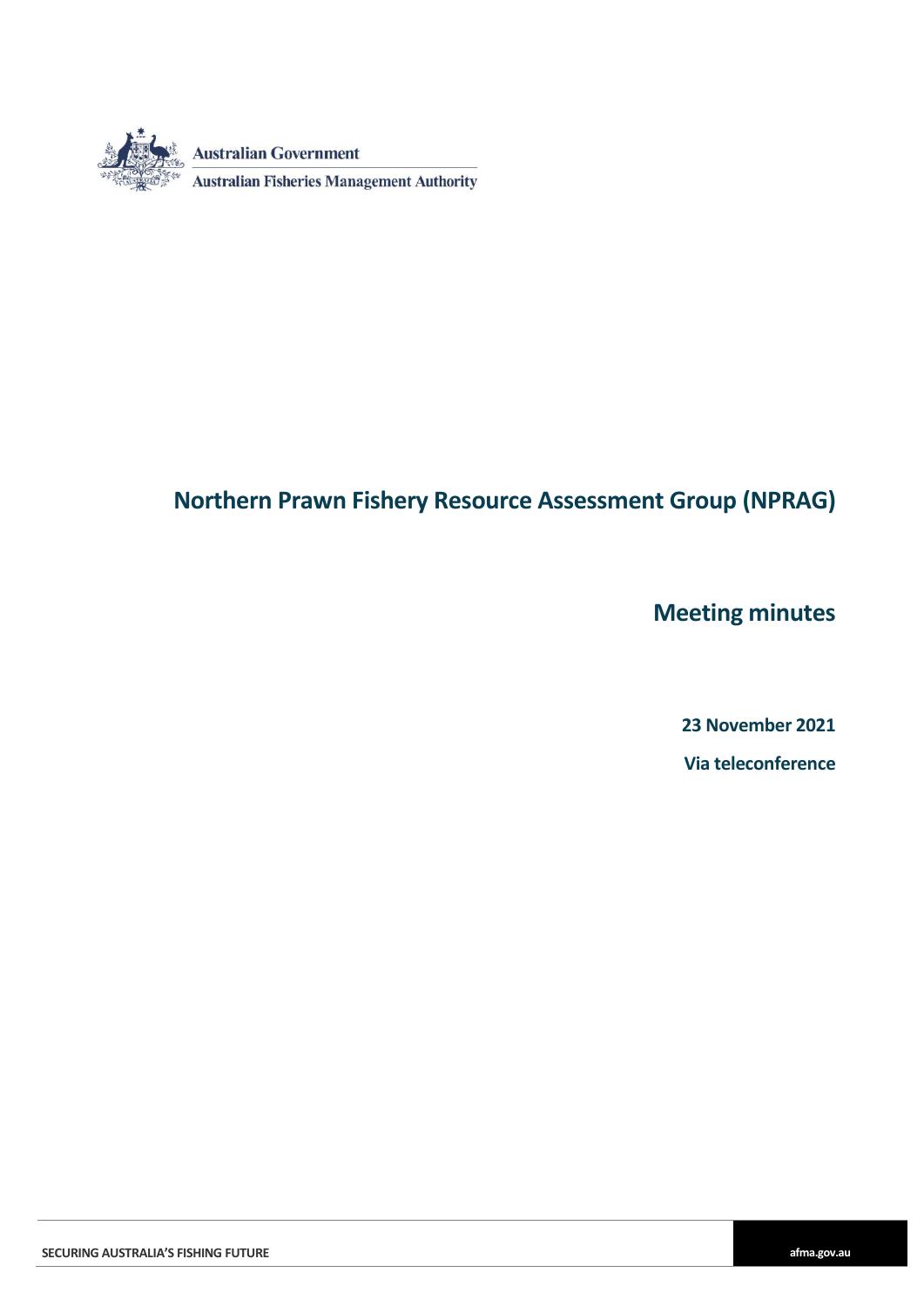Australian Government

Australian Fisheries Management Authority

# Northern Prawn Fishery Resource Assessment Group (NPRAG)

## Meeting minutes

**23 November 2021**

**Via teleconference**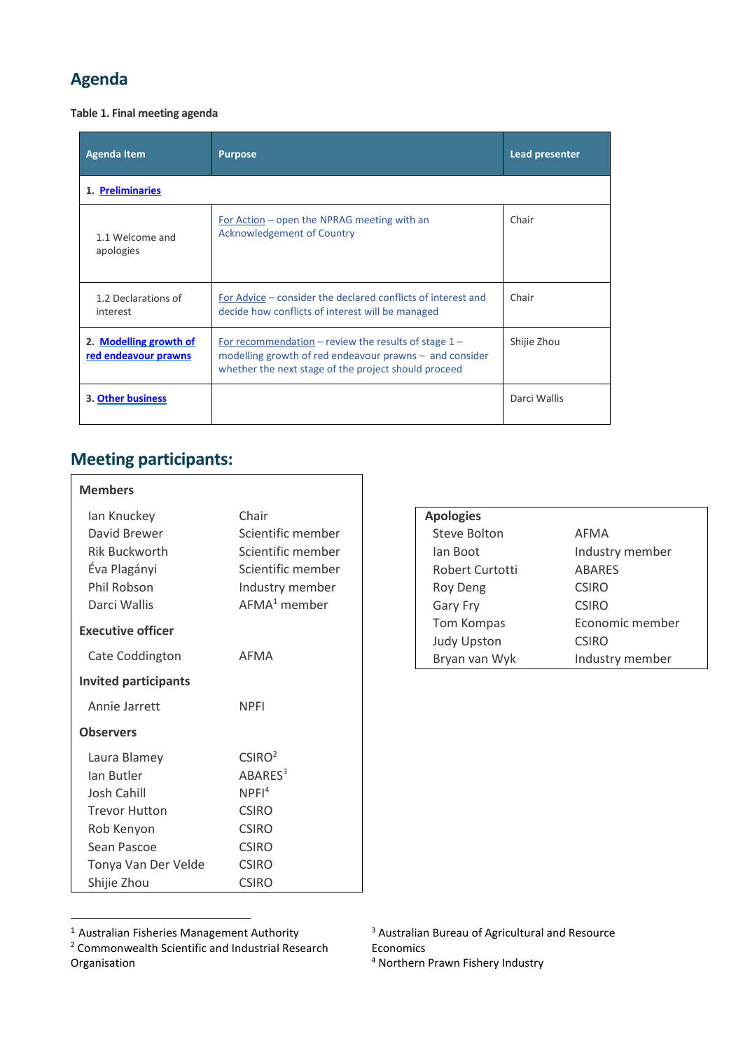# Agenda

**Table 1. Final meeting agenda**

| Agenda Item | Purpose | Lead presenter |
|---|---|---|
| 1. **Preliminaries** | | |
| 1.1 Welcome and apologies | For Action – open the NPRAG meeting with an Acknowledgement of Country | Chair |
| 1.2 Declarations of interest | For Advice – consider the declared conflicts of interest and decide how conflicts of interest will be managed | Chair |
| 2. **Modelling growth of red endeavour prawns** | For recommendation – review the results of stage 1 – modelling growth of red endeavour prawns – and consider whether the next stage of the project should proceed | Shijie Zhou |
| 3. **Other business** | | Darci Wallis |

# Meeting participants:

**Members**

| | |
|---|---|
| Ian Knuckey | Chair |
| David Brewer | Scientific member |
| Rik Buckworth | Scientific member |
| Éva Plagányi | Scientific member |
| Phil Robson | Industry member |
| Darci Wallis | AFMA[1] member |

**Executive officer**

| | |
|---|---|
| Cate Coddington | AFMA |

**Invited participants**

| | |
|---|---|
| Annie Jarrett | NPFI |

**Observers**

| | |
|---|---|
| Laura Blamey | CSIRO[2] |
| Ian Butler | ABARES[3] |
| Josh Cahill | NPFI[4] |
| Trevor Hutton | CSIRO |
| Rob Kenyon | CSIRO |
| Sean Pascoe | CSIRO |
| Tonya Van Der Velde | CSIRO |
| Shijie Zhou | CSIRO |

**Apologies**

| | |
|---|---|
| Steve Bolton | AFMA |
| Ian Boot | Industry member |
| Robert Curtotti | ABARES |
| Roy Deng | CSIRO |
| Gary Fry | CSIRO |
| Tom Kompas | Economic member |
| Judy Upston | CSIRO |
| Bryan van Wyk | Industry member |

[1] Australian Fisheries Management Authority
[2] Commonwealth Scientific and Industrial Research Organisation
[3] Australian Bureau of Agricultural and Resource Economics
[4] Northern Prawn Fishery Industry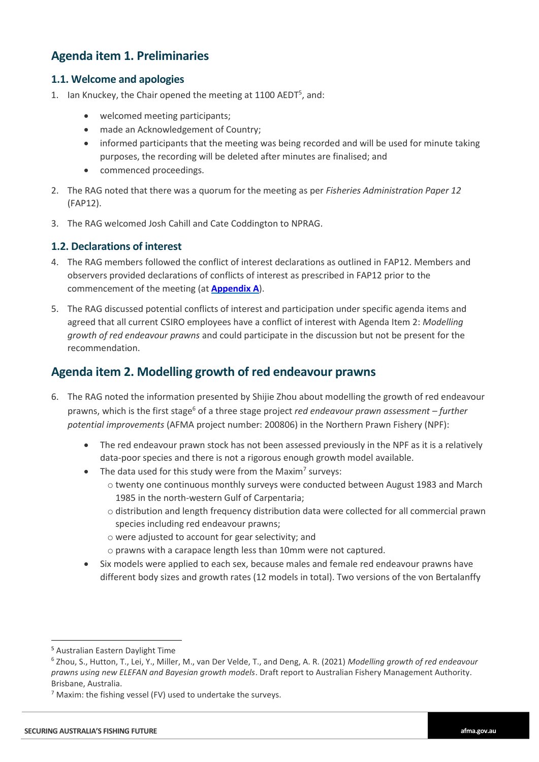## Agenda item 1. Preliminaries

### 1.1. Welcome and apologies

1. Ian Knuckey, the Chair opened the meeting at 1100 AEDT[5], and:

   - welcomed meeting participants;
   - made an Acknowledgement of Country;
   - informed participants that the meeting was being recorded and will be used for minute taking purposes, the recording will be deleted after minutes are finalised; and
   - commenced proceedings.

2. The RAG noted that there was a quorum for the meeting as per *Fisheries Administration Paper 12* (FAP12).

3. The RAG welcomed Josh Cahill and Cate Coddington to NPRAG.

### 1.2. Declarations of interest

4. The RAG members followed the conflict of interest declarations as outlined in FAP12. Members and observers provided declarations of conflicts of interest as prescribed in FAP12 prior to the commencement of the meeting (at **Appendix A**).

5. The RAG discussed potential conflicts of interest and participation under specific agenda items and agreed that all current CSIRO employees have a conflict of interest with Agenda Item 2: *Modelling growth of red endeavour prawns* and could participate in the discussion but not be present for the recommendation.

## Agenda item 2. Modelling growth of red endeavour prawns

6. The RAG noted the information presented by Shijie Zhou about modelling the growth of red endeavour prawns, which is the first stage[6] of a three stage project *red endeavour prawn assessment – further potential improvements* (AFMA project number: 200806) in the Northern Prawn Fishery (NPF):

   - The red endeavour prawn stock has not been assessed previously in the NPF as it is a relatively data-poor species and there is not a rigorous enough growth model available.
   - The data used for this study were from the Maxim[7] surveys:
     - twenty one continuous monthly surveys were conducted between August 1983 and March 1985 in the north-western Gulf of Carpentaria;
     - distribution and length frequency distribution data were collected for all commercial prawn species including red endeavour prawns;
     - were adjusted to account for gear selectivity; and
     - prawns with a carapace length less than 10mm were not captured.
   - Six models were applied to each sex, because males and female red endeavour prawns have different body sizes and growth rates (12 models in total). Two versions of the von Bertalanffy

---

[5] Australian Eastern Daylight Time

[6] Zhou, S., Hutton, T., Lei, Y., Miller, M., van Der Velde, T., and Deng, A. R. (2021) *Modelling growth of red endeavour prawns using new ELEFAN and Bayesian growth models*. Draft report to Australian Fishery Management Authority. Brisbane, Australia.

[7] Maxim: the fishing vessel (FV) used to undertake the surveys.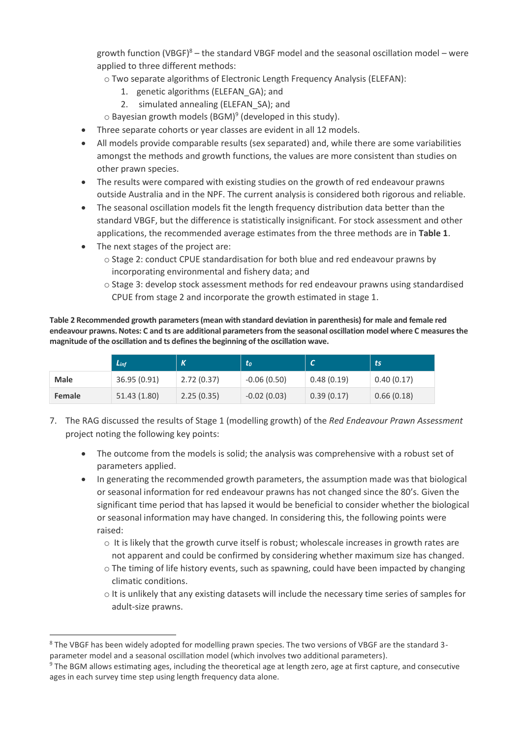growth function (VBGF)[8] – the standard VBGF model and the seasonal oscillation model – were applied to three different methods:

- Two separate algorithms of Electronic Length Frequency Analysis (ELEFAN):
  1. genetic algorithms (ELEFAN_GA); and
  2. simulated annealing (ELEFAN_SA); and
- Bayesian growth models (BGM)[9] (developed in this study).

- Three separate cohorts or year classes are evident in all 12 models.
- All models provide comparable results (sex separated) and, while there are some variabilities amongst the methods and growth functions, the values are more consistent than studies on other prawn species.
- The results were compared with existing studies on the growth of red endeavour prawns outside Australia and in the NPF. The current analysis is considered both rigorous and reliable.
- The seasonal oscillation models fit the length frequency distribution data better than the standard VBGF, but the difference is statistically insignificant. For stock assessment and other applications, the recommended average estimates from the three methods are in **Table 1**.
- The next stages of the project are:
  - Stage 2: conduct CPUE standardisation for both blue and red endeavour prawns by incorporating environmental and fishery data; and
  - Stage 3: develop stock assessment methods for red endeavour prawns using standardised CPUE from stage 2 and incorporate the growth estimated in stage 1.

**Table 2 Recommended growth parameters (mean with standard deviation in parenthesis) for male and female red endeavour prawns. Notes: C and ts are additional parameters from the seasonal oscillation model where C measures the magnitude of the oscillation and ts defines the beginning of the oscillation wave.**

| | $L_{inf}$ | $K$ | $t_0$ | $C$ | $ts$ |
|---|---|---|---|---|---|
| **Male** | 36.95 (0.91) | 2.72 (0.37) | -0.06 (0.50) | 0.48 (0.19) | 0.40 (0.17) |
| **Female** | 51.43 (1.80) | 2.25 (0.35) | -0.02 (0.03) | 0.39 (0.17) | 0.66 (0.18) |

7. The RAG discussed the results of Stage 1 (modelling growth) of the *Red Endeavour Prawn Assessment* project noting the following key points:

   - The outcome from the models is solid; the analysis was comprehensive with a robust set of parameters applied.
   - In generating the recommended growth parameters, the assumption made was that biological or seasonal information for red endeavour prawns has not changed since the 80's. Given the significant time period that has lapsed it would be beneficial to consider whether the biological or seasonal information may have changed. In considering this, the following points were raised:
     - It is likely that the growth curve itself is robust; wholescale increases in growth rates are not apparent and could be confirmed by considering whether maximum size has changed.
     - The timing of life history events, such as spawning, could have been impacted by changing climatic conditions.
     - It is unlikely that any existing datasets will include the necessary time series of samples for adult-size prawns.

[8] The VBGF has been widely adopted for modelling prawn species. The two versions of VBGF are the standard 3-parameter model and a seasonal oscillation model (which involves two additional parameters).

[9] The BGM allows estimating ages, including the theoretical age at length zero, age at first capture, and consecutive ages in each survey time step using length frequency data alone.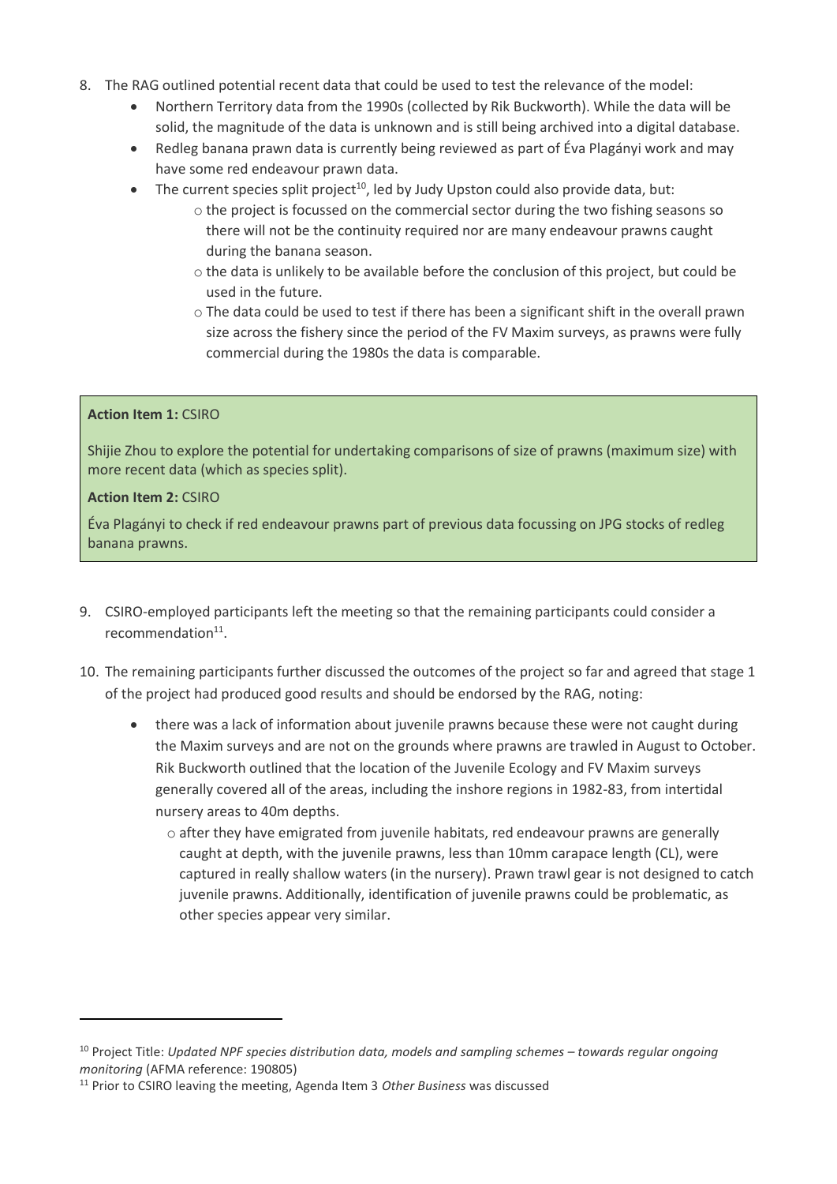8. The RAG outlined potential recent data that could be used to test the relevance of the model:
   - Northern Territory data from the 1990s (collected by Rik Buckworth). While the data will be solid, the magnitude of the data is unknown and is still being archived into a digital database.
   - Redleg banana prawn data is currently being reviewed as part of Éva Plagányi work and may have some red endeavour prawn data.
   - The current species split project[10], led by Judy Upston could also provide data, but:
     - the project is focussed on the commercial sector during the two fishing seasons so there will not be the continuity required nor are many endeavour prawns caught during the banana season.
     - the data is unlikely to be available before the conclusion of this project, but could be used in the future.
     - The data could be used to test if there has been a significant shift in the overall prawn size across the fishery since the period of the FV Maxim surveys, as prawns were fully commercial during the 1980s the data is comparable.

> **Action Item 1:** CSIRO
>
> Shijie Zhou to explore the potential for undertaking comparisons of size of prawns (maximum size) with more recent data (which as species split).
>
> **Action Item 2:** CSIRO
>
> Éva Plagányi to check if red endeavour prawns part of previous data focussing on JPG stocks of redleg banana prawns.

9. CSIRO-employed participants left the meeting so that the remaining participants could consider a recommendation[11].

10. The remaining participants further discussed the outcomes of the project so far and agreed that stage 1 of the project had produced good results and should be endorsed by the RAG, noting:
    - there was a lack of information about juvenile prawns because these were not caught during the Maxim surveys and are not on the grounds where prawns are trawled in August to October. Rik Buckworth outlined that the location of the Juvenile Ecology and FV Maxim surveys generally covered all of the areas, including the inshore regions in 1982-83, from intertidal nursery areas to 40m depths.
      - after they have emigrated from juvenile habitats, red endeavour prawns are generally caught at depth, with the juvenile prawns, less than 10mm carapace length (CL), were captured in really shallow waters (in the nursery). Prawn trawl gear is not designed to catch juvenile prawns. Additionally, identification of juvenile prawns could be problematic, as other species appear very similar.

---

[10] Project Title: *Updated NPF species distribution data, models and sampling schemes – towards regular ongoing monitoring* (AFMA reference: 190805)

[11] Prior to CSIRO leaving the meeting, Agenda Item 3 *Other Business* was discussed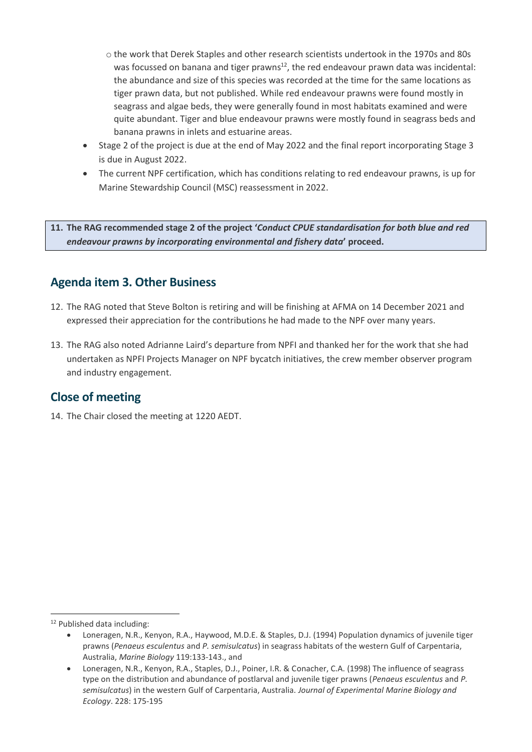- the work that Derek Staples and other research scientists undertook in the 1970s and 80s was focussed on banana and tiger prawns[12], the red endeavour prawn data was incidental: the abundance and size of this species was recorded at the time for the same locations as tiger prawn data, but not published. While red endeavour prawns were found mostly in seagrass and algae beds, they were generally found in most habitats examined and were quite abundant. Tiger and blue endeavour prawns were mostly found in seagrass beds and banana prawns in inlets and estuarine areas.

- Stage 2 of the project is due at the end of May 2022 and the final report incorporating Stage 3 is due in August 2022.
- The current NPF certification, which has conditions relating to red endeavour prawns, is up for Marine Stewardship Council (MSC) reassessment in 2022.

**11. The RAG recommended stage 2 of the project '*Conduct CPUE standardisation for both blue and red endeavour prawns by incorporating environmental and fishery data*' proceed.**

## Agenda item 3. Other Business

12. The RAG noted that Steve Bolton is retiring and will be finishing at AFMA on 14 December 2021 and expressed their appreciation for the contributions he had made to the NPF over many years.

13. The RAG also noted Adrianne Laird's departure from NPFI and thanked her for the work that she had undertaken as NPFI Projects Manager on NPF bycatch initiatives, the crew member observer program and industry engagement.

## Close of meeting

14. The Chair closed the meeting at 1220 AEDT.

---

[12] Published data including:

- Loneragen, N.R., Kenyon, R.A., Haywood, M.D.E. & Staples, D.J. (1994) Population dynamics of juvenile tiger prawns (*Penaeus esculentus* and *P. semisulcatus*) in seagrass habitats of the western Gulf of Carpentaria, Australia, *Marine Biology* 119:133-143., and
- Loneragen, N.R., Kenyon, R.A., Staples, D.J., Poiner, I.R. & Conacher, C.A. (1998) The influence of seagrass type on the distribution and abundance of postlarval and juvenile tiger prawns (*Penaeus esculentus* and *P. semisulcatus*) in the western Gulf of Carpentaria, Australia. *Journal of Experimental Marine Biology and Ecology*. 228: 175-195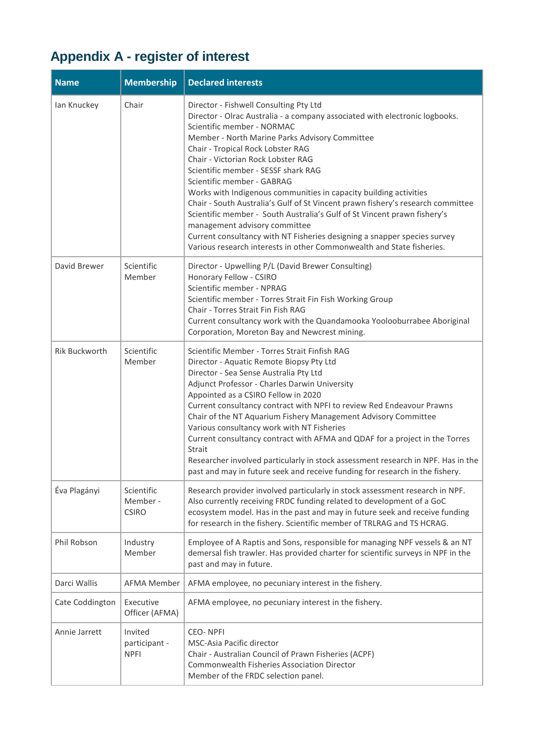# Appendix A - register of interest

| Name | Membership | Declared interests |
|---|---|---|
| Ian Knuckey | Chair | Director - Fishwell Consulting Pty Ltd<br>Director - Olrac Australia - a company associated with electronic logbooks.<br>Scientific member - NORMAC<br>Member - North Marine Parks Advisory Committee<br>Chair - Tropical Rock Lobster RAG<br>Chair - Victorian Rock Lobster RAG<br>Scientific member - SESSF shark RAG<br>Scientific member - GABRAG<br>Works with Indigenous communities in capacity building activities<br>Chair - South Australia's Gulf of St Vincent prawn fishery's research committee<br>Scientific member - South Australia's Gulf of St Vincent prawn fishery's management advisory committee<br>Current consultancy with NT Fisheries designing a snapper species survey<br>Various research interests in other Commonwealth and State fisheries. |
| David Brewer | Scientific Member | Director - Upwelling P/L (David Brewer Consulting)<br>Honorary Fellow - CSIRO<br>Scientific member - NPRAG<br>Scientific member - Torres Strait Fin Fish Working Group<br>Chair - Torres Strait Fin Fish RAG<br>Current consultancy work with the Quandamooka Yoolooburrabee Aboriginal Corporation, Moreton Bay and Newcrest mining. |
| Rik Buckworth | Scientific Member | Scientific Member - Torres Strait Finfish RAG<br>Director - Aquatic Remote Biopsy Pty Ltd<br>Director - Sea Sense Australia Pty Ltd<br>Adjunct Professor - Charles Darwin University<br>Appointed as a CSIRO Fellow in 2020<br>Current consultancy contract with NPFI to review Red Endeavour Prawns<br>Chair of the NT Aquarium Fishery Management Advisory Committee<br>Various consultancy work with NT Fisheries<br>Current consultancy contract with AFMA and QDAF for a project in the Torres Strait<br>Researcher involved particularly in stock assessment research in NPF. Has in the past and may in future seek and receive funding for research in the fishery. |
| Éva Plagányi | Scientific Member - CSIRO | Research provider involved particularly in stock assessment research in NPF. Also currently receiving FRDC funding related to development of a GoC ecosystem model. Has in the past and may in future seek and receive funding for research in the fishery. Scientific member of TRLRAG and TS HCRAG. |
| Phil Robson | Industry Member | Employee of A Raptis and Sons, responsible for managing NPF vessels & an NT demersal fish trawler. Has provided charter for scientific surveys in NPF in the past and may in future. |
| Darci Wallis | AFMA Member | AFMA employee, no pecuniary interest in the fishery. |
| Cate Coddington | Executive Officer (AFMA) | AFMA employee, no pecuniary interest in the fishery. |
| Annie Jarrett | Invited participant - NPFI | CEO- NPFI<br>MSC-Asia Pacific director<br>Chair - Australian Council of Prawn Fisheries (ACPF)<br>Commonwealth Fisheries Association Director<br>Member of the FRDC selection panel. |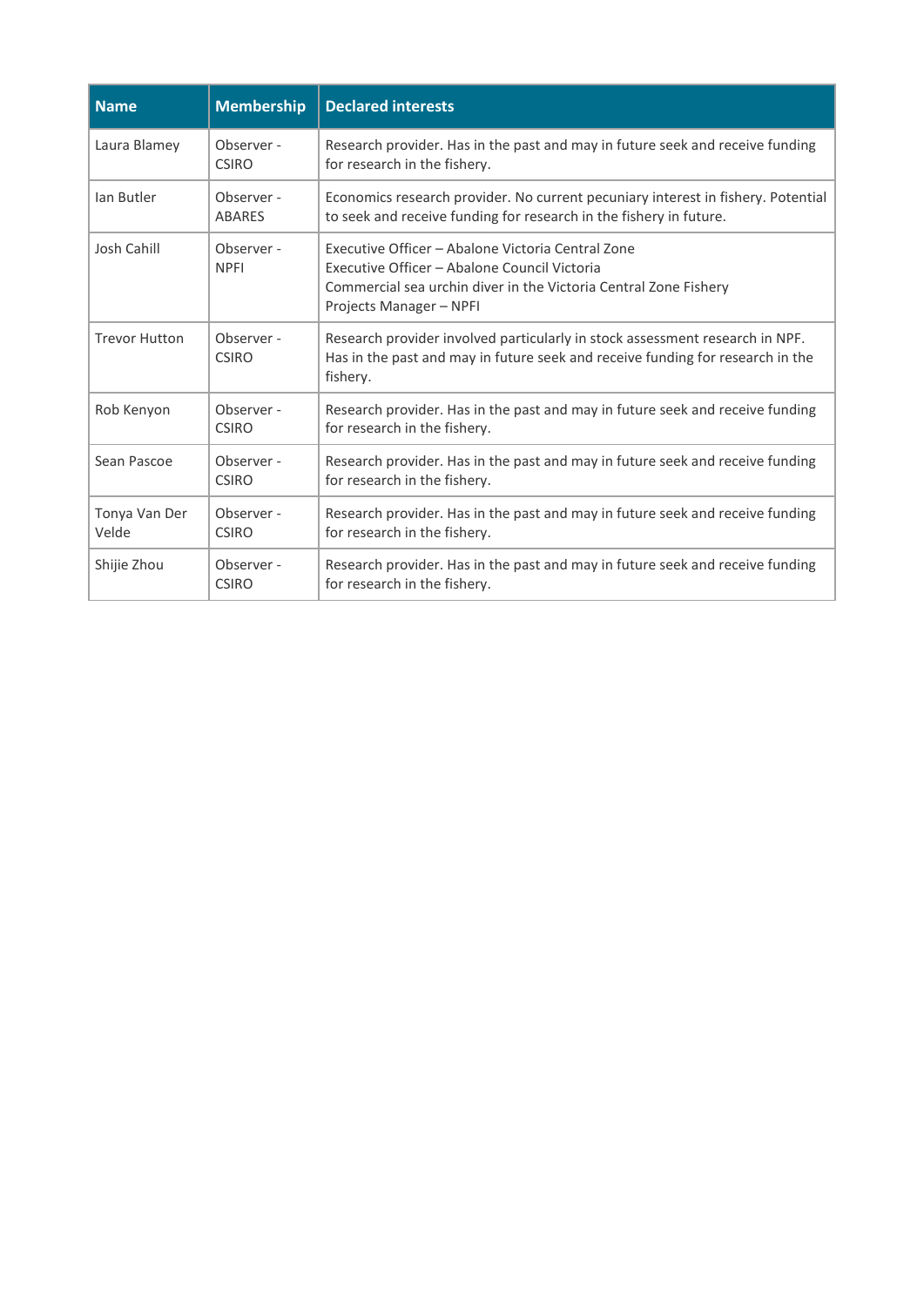| Name | Membership | Declared interests |
|---|---|---|
| Laura Blamey | Observer - CSIRO | Research provider. Has in the past and may in future seek and receive funding for research in the fishery. |
| Ian Butler | Observer - ABARES | Economics research provider. No current pecuniary interest in fishery. Potential to seek and receive funding for research in the fishery in future. |
| Josh Cahill | Observer - NPFI | Executive Officer – Abalone Victoria Central Zone<br>Executive Officer – Abalone Council Victoria<br>Commercial sea urchin diver in the Victoria Central Zone Fishery<br>Projects Manager – NPFI |
| Trevor Hutton | Observer - CSIRO | Research provider involved particularly in stock assessment research in NPF. Has in the past and may in future seek and receive funding for research in the fishery. |
| Rob Kenyon | Observer - CSIRO | Research provider. Has in the past and may in future seek and receive funding for research in the fishery. |
| Sean Pascoe | Observer - CSIRO | Research provider. Has in the past and may in future seek and receive funding for research in the fishery. |
| Tonya Van Der Velde | Observer - CSIRO | Research provider. Has in the past and may in future seek and receive funding for research in the fishery. |
| Shijie Zhou | Observer - CSIRO | Research provider. Has in the past and may in future seek and receive funding for research in the fishery. |